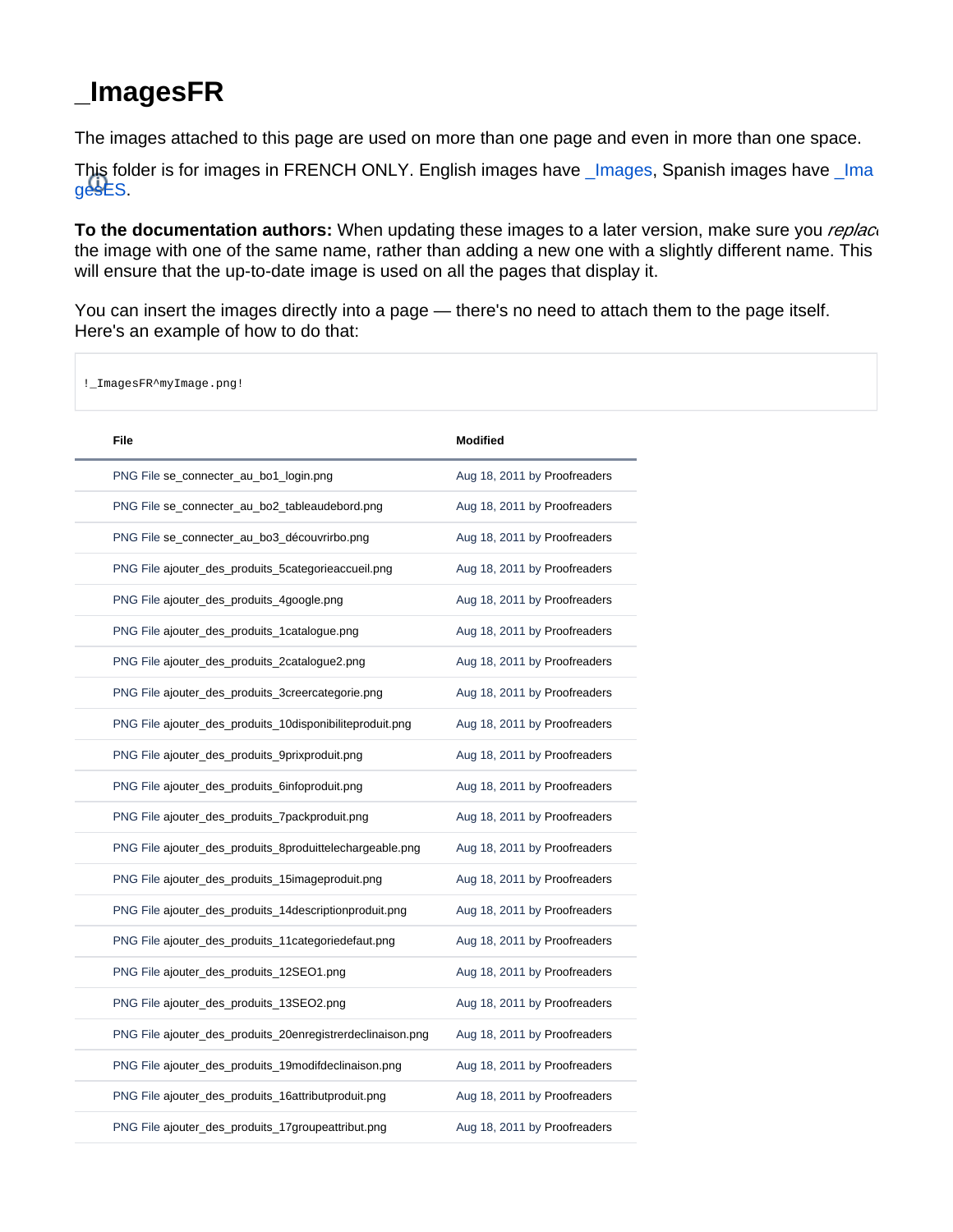# _ImagesFR

The images attached to this page are used on more than one page and even in more than one space.

This folder is for images in FRENCH ONLY. English images have _Images, Spanish images have _ImagesES.

**To the documentation authors:** When updating these images to a later version, make sure you *replace* the image with one of the same name, rather than adding a new one with a slightly different name. This will ensure that the up-to-date image is used on all the pages that display it.

You can insert the images directly into a page — there's no need to attach them to the page itself. Here's an example of how to do that:

```
!_ImagesFR^myImage.png!
```

| File | Modified |
| --- | --- |
| PNG File se_connecter_au_bo1_login.png | Aug 18, 2011 by Proofreaders |
| PNG File se_connecter_au_bo2_tableaudebord.png | Aug 18, 2011 by Proofreaders |
| PNG File se_connecter_au_bo3_découvrirbo.png | Aug 18, 2011 by Proofreaders |
| PNG File ajouter_des_produits_5categorieaccueil.png | Aug 18, 2011 by Proofreaders |
| PNG File ajouter_des_produits_4google.png | Aug 18, 2011 by Proofreaders |
| PNG File ajouter_des_produits_1catalogue.png | Aug 18, 2011 by Proofreaders |
| PNG File ajouter_des_produits_2catalogue2.png | Aug 18, 2011 by Proofreaders |
| PNG File ajouter_des_produits_3creercategorie.png | Aug 18, 2011 by Proofreaders |
| PNG File ajouter_des_produits_10disponibiliteproduit.png | Aug 18, 2011 by Proofreaders |
| PNG File ajouter_des_produits_9prixproduit.png | Aug 18, 2011 by Proofreaders |
| PNG File ajouter_des_produits_6infoproduit.png | Aug 18, 2011 by Proofreaders |
| PNG File ajouter_des_produits_7packproduit.png | Aug 18, 2011 by Proofreaders |
| PNG File ajouter_des_produits_8produittelechargeable.png | Aug 18, 2011 by Proofreaders |
| PNG File ajouter_des_produits_15imageproduit.png | Aug 18, 2011 by Proofreaders |
| PNG File ajouter_des_produits_14descriptionproduit.png | Aug 18, 2011 by Proofreaders |
| PNG File ajouter_des_produits_11categoriedefaut.png | Aug 18, 2011 by Proofreaders |
| PNG File ajouter_des_produits_12SEO1.png | Aug 18, 2011 by Proofreaders |
| PNG File ajouter_des_produits_13SEO2.png | Aug 18, 2011 by Proofreaders |
| PNG File ajouter_des_produits_20enregistrerdeclinaison.png | Aug 18, 2011 by Proofreaders |
| PNG File ajouter_des_produits_19modifdeclinaison.png | Aug 18, 2011 by Proofreaders |
| PNG File ajouter_des_produits_16attributproduit.png | Aug 18, 2011 by Proofreaders |
| PNG File ajouter_des_produits_17groupeattribut.png | Aug 18, 2011 by Proofreaders |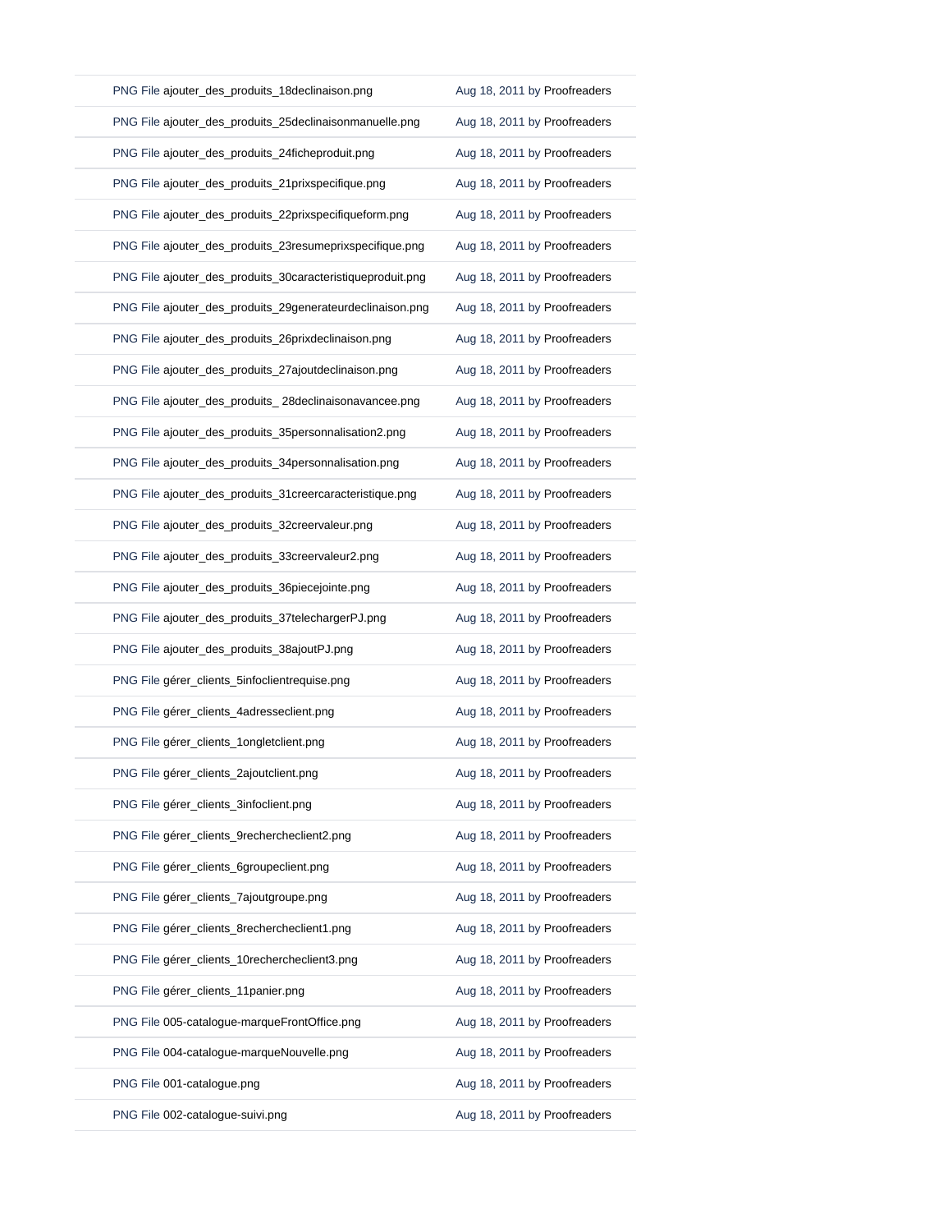| | |
|---|---|
| PNG File ajouter_des_produits_18declinaison.png | Aug 18, 2011 by Proofreaders |
| PNG File ajouter_des_produits_25declinaisonmanuelle.png | Aug 18, 2011 by Proofreaders |
| PNG File ajouter_des_produits_24ficheproduit.png | Aug 18, 2011 by Proofreaders |
| PNG File ajouter_des_produits_21prixspecifique.png | Aug 18, 2011 by Proofreaders |
| PNG File ajouter_des_produits_22prixspecifiqueform.png | Aug 18, 2011 by Proofreaders |
| PNG File ajouter_des_produits_23resumeprixspecifique.png | Aug 18, 2011 by Proofreaders |
| PNG File ajouter_des_produits_30caracteristiqueproduit.png | Aug 18, 2011 by Proofreaders |
| PNG File ajouter_des_produits_29generateurdeclinaison.png | Aug 18, 2011 by Proofreaders |
| PNG File ajouter_des_produits_26prixdeclinaison.png | Aug 18, 2011 by Proofreaders |
| PNG File ajouter_des_produits_27ajoutdeclinaison.png | Aug 18, 2011 by Proofreaders |
| PNG File ajouter_des_produits_ 28declinaisonavancee.png | Aug 18, 2011 by Proofreaders |
| PNG File ajouter_des_produits_35personnalisation2.png | Aug 18, 2011 by Proofreaders |
| PNG File ajouter_des_produits_34personnalisation.png | Aug 18, 2011 by Proofreaders |
| PNG File ajouter_des_produits_31creercaracteristique.png | Aug 18, 2011 by Proofreaders |
| PNG File ajouter_des_produits_32creervaleur.png | Aug 18, 2011 by Proofreaders |
| PNG File ajouter_des_produits_33creervaleur2.png | Aug 18, 2011 by Proofreaders |
| PNG File ajouter_des_produits_36piecejointe.png | Aug 18, 2011 by Proofreaders |
| PNG File ajouter_des_produits_37telechargerPJ.png | Aug 18, 2011 by Proofreaders |
| PNG File ajouter_des_produits_38ajoutPJ.png | Aug 18, 2011 by Proofreaders |
| PNG File gérer_clients_5infoclientrequise.png | Aug 18, 2011 by Proofreaders |
| PNG File gérer_clients_4adresseclient.png | Aug 18, 2011 by Proofreaders |
| PNG File gérer_clients_1ongletclient.png | Aug 18, 2011 by Proofreaders |
| PNG File gérer_clients_2ajoutclient.png | Aug 18, 2011 by Proofreaders |
| PNG File gérer_clients_3infoclient.png | Aug 18, 2011 by Proofreaders |
| PNG File gérer_clients_9rechercheclient2.png | Aug 18, 2011 by Proofreaders |
| PNG File gérer_clients_6groupeclient.png | Aug 18, 2011 by Proofreaders |
| PNG File gérer_clients_7ajoutgroupe.png | Aug 18, 2011 by Proofreaders |
| PNG File gérer_clients_8rechercheclient1.png | Aug 18, 2011 by Proofreaders |
| PNG File gérer_clients_10rechercheclient3.png | Aug 18, 2011 by Proofreaders |
| PNG File gérer_clients_11panier.png | Aug 18, 2011 by Proofreaders |
| PNG File 005-catalogue-marqueFrontOffice.png | Aug 18, 2011 by Proofreaders |
| PNG File 004-catalogue-marqueNouvelle.png | Aug 18, 2011 by Proofreaders |
| PNG File 001-catalogue.png | Aug 18, 2011 by Proofreaders |
| PNG File 002-catalogue-suivi.png | Aug 18, 2011 by Proofreaders |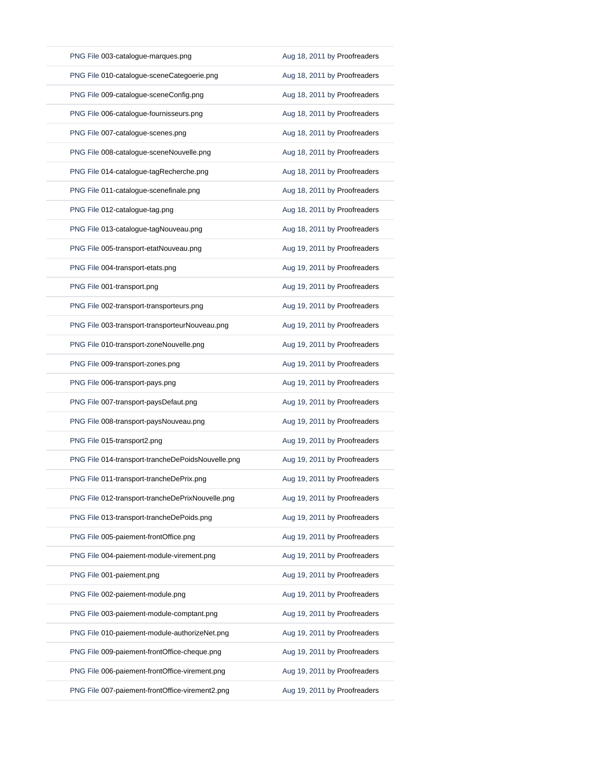| | |
|---|---|
| PNG File 003-catalogue-marques.png | Aug 18, 2011 by Proofreaders |
| PNG File 010-catalogue-sceneCategoerie.png | Aug 18, 2011 by Proofreaders |
| PNG File 009-catalogue-sceneConfig.png | Aug 18, 2011 by Proofreaders |
| PNG File 006-catalogue-fournisseurs.png | Aug 18, 2011 by Proofreaders |
| PNG File 007-catalogue-scenes.png | Aug 18, 2011 by Proofreaders |
| PNG File 008-catalogue-sceneNouvelle.png | Aug 18, 2011 by Proofreaders |
| PNG File 014-catalogue-tagRecherche.png | Aug 18, 2011 by Proofreaders |
| PNG File 011-catalogue-scenefinale.png | Aug 18, 2011 by Proofreaders |
| PNG File 012-catalogue-tag.png | Aug 18, 2011 by Proofreaders |
| PNG File 013-catalogue-tagNouveau.png | Aug 18, 2011 by Proofreaders |
| PNG File 005-transport-etatNouveau.png | Aug 19, 2011 by Proofreaders |
| PNG File 004-transport-etats.png | Aug 19, 2011 by Proofreaders |
| PNG File 001-transport.png | Aug 19, 2011 by Proofreaders |
| PNG File 002-transport-transporteurs.png | Aug 19, 2011 by Proofreaders |
| PNG File 003-transport-transporteurNouveau.png | Aug 19, 2011 by Proofreaders |
| PNG File 010-transport-zoneNouvelle.png | Aug 19, 2011 by Proofreaders |
| PNG File 009-transport-zones.png | Aug 19, 2011 by Proofreaders |
| PNG File 006-transport-pays.png | Aug 19, 2011 by Proofreaders |
| PNG File 007-transport-paysDefaut.png | Aug 19, 2011 by Proofreaders |
| PNG File 008-transport-paysNouveau.png | Aug 19, 2011 by Proofreaders |
| PNG File 015-transport2.png | Aug 19, 2011 by Proofreaders |
| PNG File 014-transport-trancheDePoidsNouvelle.png | Aug 19, 2011 by Proofreaders |
| PNG File 011-transport-trancheDePrix.png | Aug 19, 2011 by Proofreaders |
| PNG File 012-transport-trancheDePrixNouvelle.png | Aug 19, 2011 by Proofreaders |
| PNG File 013-transport-trancheDePoids.png | Aug 19, 2011 by Proofreaders |
| PNG File 005-paiement-frontOffice.png | Aug 19, 2011 by Proofreaders |
| PNG File 004-paiement-module-virement.png | Aug 19, 2011 by Proofreaders |
| PNG File 001-paiement.png | Aug 19, 2011 by Proofreaders |
| PNG File 002-paiement-module.png | Aug 19, 2011 by Proofreaders |
| PNG File 003-paiement-module-comptant.png | Aug 19, 2011 by Proofreaders |
| PNG File 010-paiement-module-authorizeNet.png | Aug 19, 2011 by Proofreaders |
| PNG File 009-paiement-frontOffice-cheque.png | Aug 19, 2011 by Proofreaders |
| PNG File 006-paiement-frontOffice-virement.png | Aug 19, 2011 by Proofreaders |
| PNG File 007-paiement-frontOffice-virement2.png | Aug 19, 2011 by Proofreaders |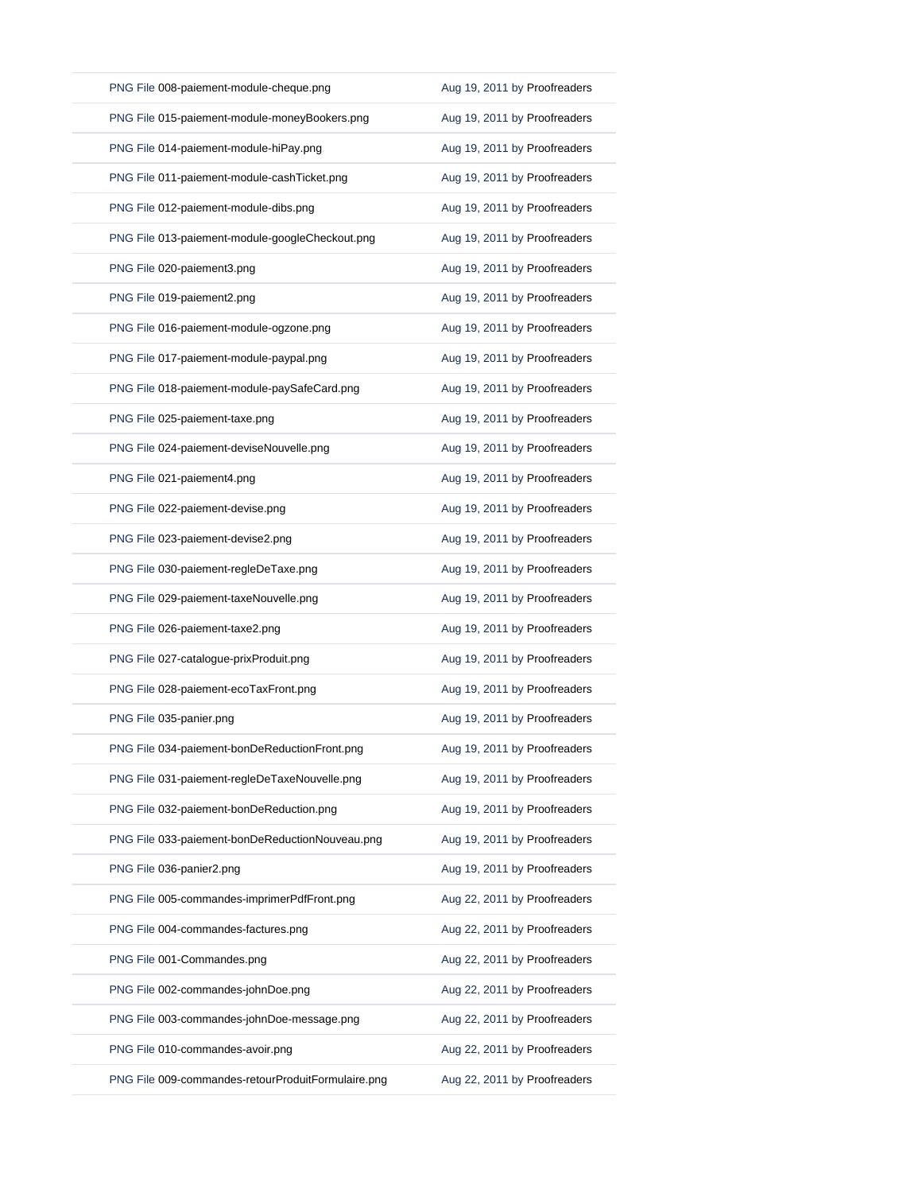| | |
|---|---|
| PNG File 008-paiement-module-cheque.png | Aug 19, 2011 by Proofreaders |
| PNG File 015-paiement-module-moneyBookers.png | Aug 19, 2011 by Proofreaders |
| PNG File 014-paiement-module-hiPay.png | Aug 19, 2011 by Proofreaders |
| PNG File 011-paiement-module-cashTicket.png | Aug 19, 2011 by Proofreaders |
| PNG File 012-paiement-module-dibs.png | Aug 19, 2011 by Proofreaders |
| PNG File 013-paiement-module-googleCheckout.png | Aug 19, 2011 by Proofreaders |
| PNG File 020-paiement3.png | Aug 19, 2011 by Proofreaders |
| PNG File 019-paiement2.png | Aug 19, 2011 by Proofreaders |
| PNG File 016-paiement-module-ogzone.png | Aug 19, 2011 by Proofreaders |
| PNG File 017-paiement-module-paypal.png | Aug 19, 2011 by Proofreaders |
| PNG File 018-paiement-module-paySafeCard.png | Aug 19, 2011 by Proofreaders |
| PNG File 025-paiement-taxe.png | Aug 19, 2011 by Proofreaders |
| PNG File 024-paiement-deviseNouvelle.png | Aug 19, 2011 by Proofreaders |
| PNG File 021-paiement4.png | Aug 19, 2011 by Proofreaders |
| PNG File 022-paiement-devise.png | Aug 19, 2011 by Proofreaders |
| PNG File 023-paiement-devise2.png | Aug 19, 2011 by Proofreaders |
| PNG File 030-paiement-regleDeTaxe.png | Aug 19, 2011 by Proofreaders |
| PNG File 029-paiement-taxeNouvelle.png | Aug 19, 2011 by Proofreaders |
| PNG File 026-paiement-taxe2.png | Aug 19, 2011 by Proofreaders |
| PNG File 027-catalogue-prixProduit.png | Aug 19, 2011 by Proofreaders |
| PNG File 028-paiement-ecoTaxFront.png | Aug 19, 2011 by Proofreaders |
| PNG File 035-panier.png | Aug 19, 2011 by Proofreaders |
| PNG File 034-paiement-bonDeReductionFront.png | Aug 19, 2011 by Proofreaders |
| PNG File 031-paiement-regleDeTaxeNouvelle.png | Aug 19, 2011 by Proofreaders |
| PNG File 032-paiement-bonDeReduction.png | Aug 19, 2011 by Proofreaders |
| PNG File 033-paiement-bonDeReductionNouveau.png | Aug 19, 2011 by Proofreaders |
| PNG File 036-panier2.png | Aug 19, 2011 by Proofreaders |
| PNG File 005-commandes-imprimerPdfFront.png | Aug 22, 2011 by Proofreaders |
| PNG File 004-commandes-factures.png | Aug 22, 2011 by Proofreaders |
| PNG File 001-Commandes.png | Aug 22, 2011 by Proofreaders |
| PNG File 002-commandes-johnDoe.png | Aug 22, 2011 by Proofreaders |
| PNG File 003-commandes-johnDoe-message.png | Aug 22, 2011 by Proofreaders |
| PNG File 010-commandes-avoir.png | Aug 22, 2011 by Proofreaders |
| PNG File 009-commandes-retourProduitFormulaire.png | Aug 22, 2011 by Proofreaders |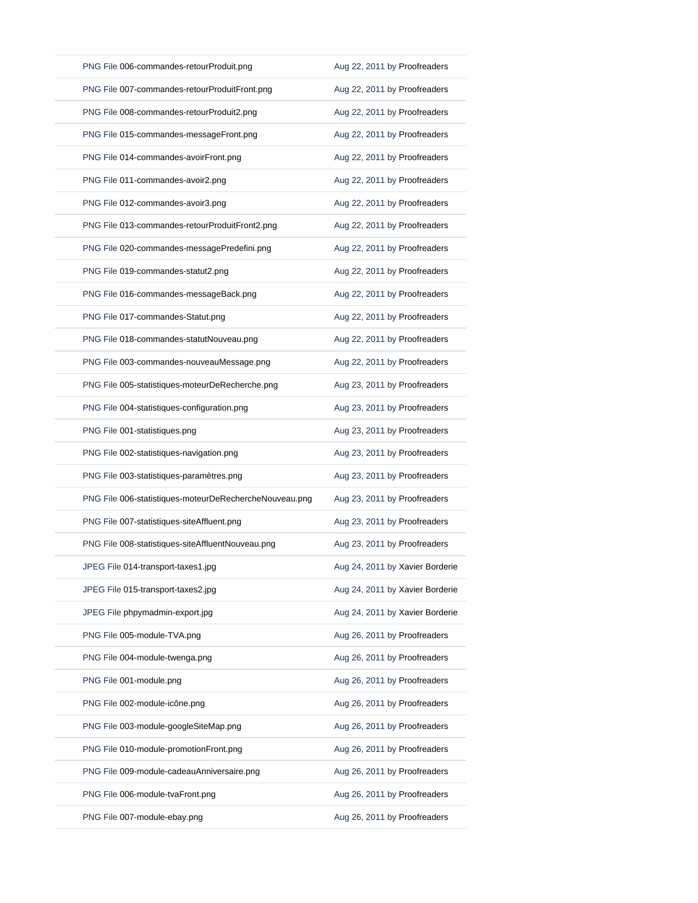| | |
|---|---|
| PNG File 006-commandes-retourProduit.png | Aug 22, 2011 by Proofreaders |
| PNG File 007-commandes-retourProduitFront.png | Aug 22, 2011 by Proofreaders |
| PNG File 008-commandes-retourProduit2.png | Aug 22, 2011 by Proofreaders |
| PNG File 015-commandes-messageFront.png | Aug 22, 2011 by Proofreaders |
| PNG File 014-commandes-avoirFront.png | Aug 22, 2011 by Proofreaders |
| PNG File 011-commandes-avoir2.png | Aug 22, 2011 by Proofreaders |
| PNG File 012-commandes-avoir3.png | Aug 22, 2011 by Proofreaders |
| PNG File 013-commandes-retourProduitFront2.png | Aug 22, 2011 by Proofreaders |
| PNG File 020-commandes-messagePredefini.png | Aug 22, 2011 by Proofreaders |
| PNG File 019-commandes-statut2.png | Aug 22, 2011 by Proofreaders |
| PNG File 016-commandes-messageBack.png | Aug 22, 2011 by Proofreaders |
| PNG File 017-commandes-Statut.png | Aug 22, 2011 by Proofreaders |
| PNG File 018-commandes-statutNouveau.png | Aug 22, 2011 by Proofreaders |
| PNG File 003-commandes-nouveauMessage.png | Aug 22, 2011 by Proofreaders |
| PNG File 005-statistiques-moteurDeRecherche.png | Aug 23, 2011 by Proofreaders |
| PNG File 004-statistiques-configuration.png | Aug 23, 2011 by Proofreaders |
| PNG File 001-statistiques.png | Aug 23, 2011 by Proofreaders |
| PNG File 002-statistiques-navigation.png | Aug 23, 2011 by Proofreaders |
| PNG File 003-statistiques-paramètres.png | Aug 23, 2011 by Proofreaders |
| PNG File 006-statistiques-moteurDeRechercheNouveau.png | Aug 23, 2011 by Proofreaders |
| PNG File 007-statistiques-siteAffluent.png | Aug 23, 2011 by Proofreaders |
| PNG File 008-statistiques-siteAffluentNouveau.png | Aug 23, 2011 by Proofreaders |
| JPEG File 014-transport-taxes1.jpg | Aug 24, 2011 by Xavier Borderie |
| JPEG File 015-transport-taxes2.jpg | Aug 24, 2011 by Xavier Borderie |
| JPEG File phpymadmin-export.jpg | Aug 24, 2011 by Xavier Borderie |
| PNG File 005-module-TVA.png | Aug 26, 2011 by Proofreaders |
| PNG File 004-module-twenga.png | Aug 26, 2011 by Proofreaders |
| PNG File 001-module.png | Aug 26, 2011 by Proofreaders |
| PNG File 002-module-icône.png | Aug 26, 2011 by Proofreaders |
| PNG File 003-module-googleSiteMap.png | Aug 26, 2011 by Proofreaders |
| PNG File 010-module-promotionFront.png | Aug 26, 2011 by Proofreaders |
| PNG File 009-module-cadeauAnniversaire.png | Aug 26, 2011 by Proofreaders |
| PNG File 006-module-tvaFront.png | Aug 26, 2011 by Proofreaders |
| PNG File 007-module-ebay.png | Aug 26, 2011 by Proofreaders |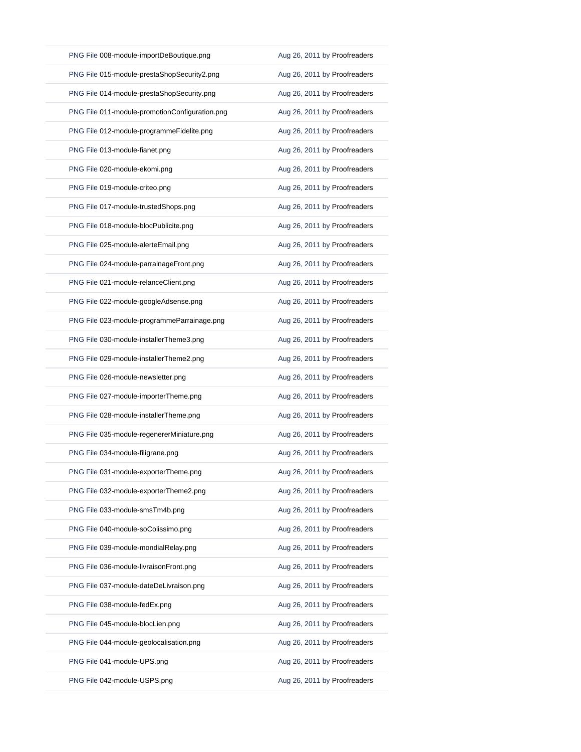| | |
|---|---|
| PNG File 008-module-importDeBoutique.png | Aug 26, 2011 by Proofreaders |
| PNG File 015-module-prestaShopSecurity2.png | Aug 26, 2011 by Proofreaders |
| PNG File 014-module-prestaShopSecurity.png | Aug 26, 2011 by Proofreaders |
| PNG File 011-module-promotionConfiguration.png | Aug 26, 2011 by Proofreaders |
| PNG File 012-module-programmeFidelite.png | Aug 26, 2011 by Proofreaders |
| PNG File 013-module-fianet.png | Aug 26, 2011 by Proofreaders |
| PNG File 020-module-ekomi.png | Aug 26, 2011 by Proofreaders |
| PNG File 019-module-criteo.png | Aug 26, 2011 by Proofreaders |
| PNG File 017-module-trustedShops.png | Aug 26, 2011 by Proofreaders |
| PNG File 018-module-blocPublicite.png | Aug 26, 2011 by Proofreaders |
| PNG File 025-module-alerteEmail.png | Aug 26, 2011 by Proofreaders |
| PNG File 024-module-parrainageFront.png | Aug 26, 2011 by Proofreaders |
| PNG File 021-module-relanceClient.png | Aug 26, 2011 by Proofreaders |
| PNG File 022-module-googleAdsense.png | Aug 26, 2011 by Proofreaders |
| PNG File 023-module-programmeParrainage.png | Aug 26, 2011 by Proofreaders |
| PNG File 030-module-installerTheme3.png | Aug 26, 2011 by Proofreaders |
| PNG File 029-module-installerTheme2.png | Aug 26, 2011 by Proofreaders |
| PNG File 026-module-newsletter.png | Aug 26, 2011 by Proofreaders |
| PNG File 027-module-importerTheme.png | Aug 26, 2011 by Proofreaders |
| PNG File 028-module-installerTheme.png | Aug 26, 2011 by Proofreaders |
| PNG File 035-module-regenererMiniature.png | Aug 26, 2011 by Proofreaders |
| PNG File 034-module-filigrane.png | Aug 26, 2011 by Proofreaders |
| PNG File 031-module-exporterTheme.png | Aug 26, 2011 by Proofreaders |
| PNG File 032-module-exporterTheme2.png | Aug 26, 2011 by Proofreaders |
| PNG File 033-module-smsTm4b.png | Aug 26, 2011 by Proofreaders |
| PNG File 040-module-soColissimo.png | Aug 26, 2011 by Proofreaders |
| PNG File 039-module-mondialRelay.png | Aug 26, 2011 by Proofreaders |
| PNG File 036-module-livraisonFront.png | Aug 26, 2011 by Proofreaders |
| PNG File 037-module-dateDeLivraison.png | Aug 26, 2011 by Proofreaders |
| PNG File 038-module-fedEx.png | Aug 26, 2011 by Proofreaders |
| PNG File 045-module-blocLien.png | Aug 26, 2011 by Proofreaders |
| PNG File 044-module-geolocalisation.png | Aug 26, 2011 by Proofreaders |
| PNG File 041-module-UPS.png | Aug 26, 2011 by Proofreaders |
| PNG File 042-module-USPS.png | Aug 26, 2011 by Proofreaders |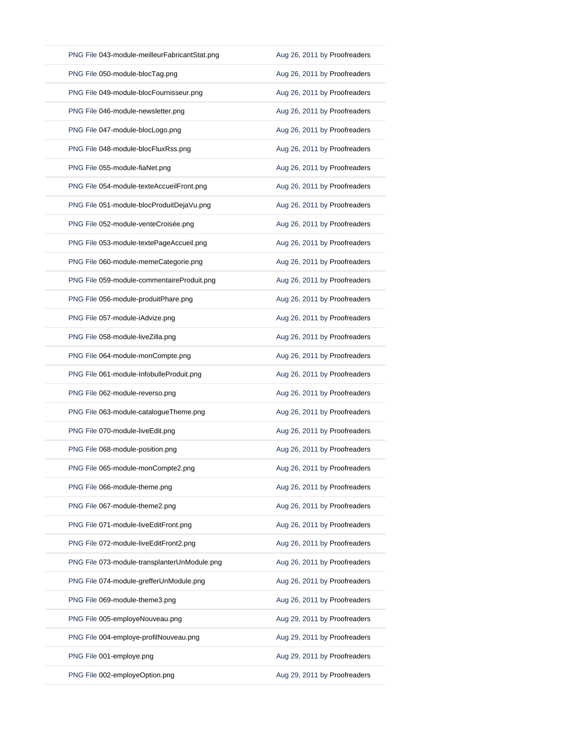| | |
|---|---|
| PNG File 043-module-meilleurFabricantStat.png | Aug 26, 2011 by Proofreaders |
| PNG File 050-module-blocTag.png | Aug 26, 2011 by Proofreaders |
| PNG File 049-module-blocFournisseur.png | Aug 26, 2011 by Proofreaders |
| PNG File 046-module-newsletter.png | Aug 26, 2011 by Proofreaders |
| PNG File 047-module-blocLogo.png | Aug 26, 2011 by Proofreaders |
| PNG File 048-module-blocFluxRss.png | Aug 26, 2011 by Proofreaders |
| PNG File 055-module-fiaNet.png | Aug 26, 2011 by Proofreaders |
| PNG File 054-module-texteAccueilFront.png | Aug 26, 2011 by Proofreaders |
| PNG File 051-module-blocProduitDejaVu.png | Aug 26, 2011 by Proofreaders |
| PNG File 052-module-venteCroisée.png | Aug 26, 2011 by Proofreaders |
| PNG File 053-module-textePageAccueil.png | Aug 26, 2011 by Proofreaders |
| PNG File 060-module-memeCategorie.png | Aug 26, 2011 by Proofreaders |
| PNG File 059-module-commentaireProduit.png | Aug 26, 2011 by Proofreaders |
| PNG File 056-module-produitPhare.png | Aug 26, 2011 by Proofreaders |
| PNG File 057-module-iAdvize.png | Aug 26, 2011 by Proofreaders |
| PNG File 058-module-liveZilla.png | Aug 26, 2011 by Proofreaders |
| PNG File 064-module-monCompte.png | Aug 26, 2011 by Proofreaders |
| PNG File 061-module-InfobulleProduit.png | Aug 26, 2011 by Proofreaders |
| PNG File 062-module-reverso.png | Aug 26, 2011 by Proofreaders |
| PNG File 063-module-catalogueTheme.png | Aug 26, 2011 by Proofreaders |
| PNG File 070-module-liveEdit.png | Aug 26, 2011 by Proofreaders |
| PNG File 068-module-position.png | Aug 26, 2011 by Proofreaders |
| PNG File 065-module-monCompte2.png | Aug 26, 2011 by Proofreaders |
| PNG File 066-module-theme.png | Aug 26, 2011 by Proofreaders |
| PNG File 067-module-theme2.png | Aug 26, 2011 by Proofreaders |
| PNG File 071-module-liveEditFront.png | Aug 26, 2011 by Proofreaders |
| PNG File 072-module-liveEditFront2.png | Aug 26, 2011 by Proofreaders |
| PNG File 073-module-transplanterUnModule.png | Aug 26, 2011 by Proofreaders |
| PNG File 074-module-grefferUnModule.png | Aug 26, 2011 by Proofreaders |
| PNG File 069-module-theme3.png | Aug 26, 2011 by Proofreaders |
| PNG File 005-employeNouveau.png | Aug 29, 2011 by Proofreaders |
| PNG File 004-employe-profilNouveau.png | Aug 29, 2011 by Proofreaders |
| PNG File 001-employe.png | Aug 29, 2011 by Proofreaders |
| PNG File 002-employeOption.png | Aug 29, 2011 by Proofreaders |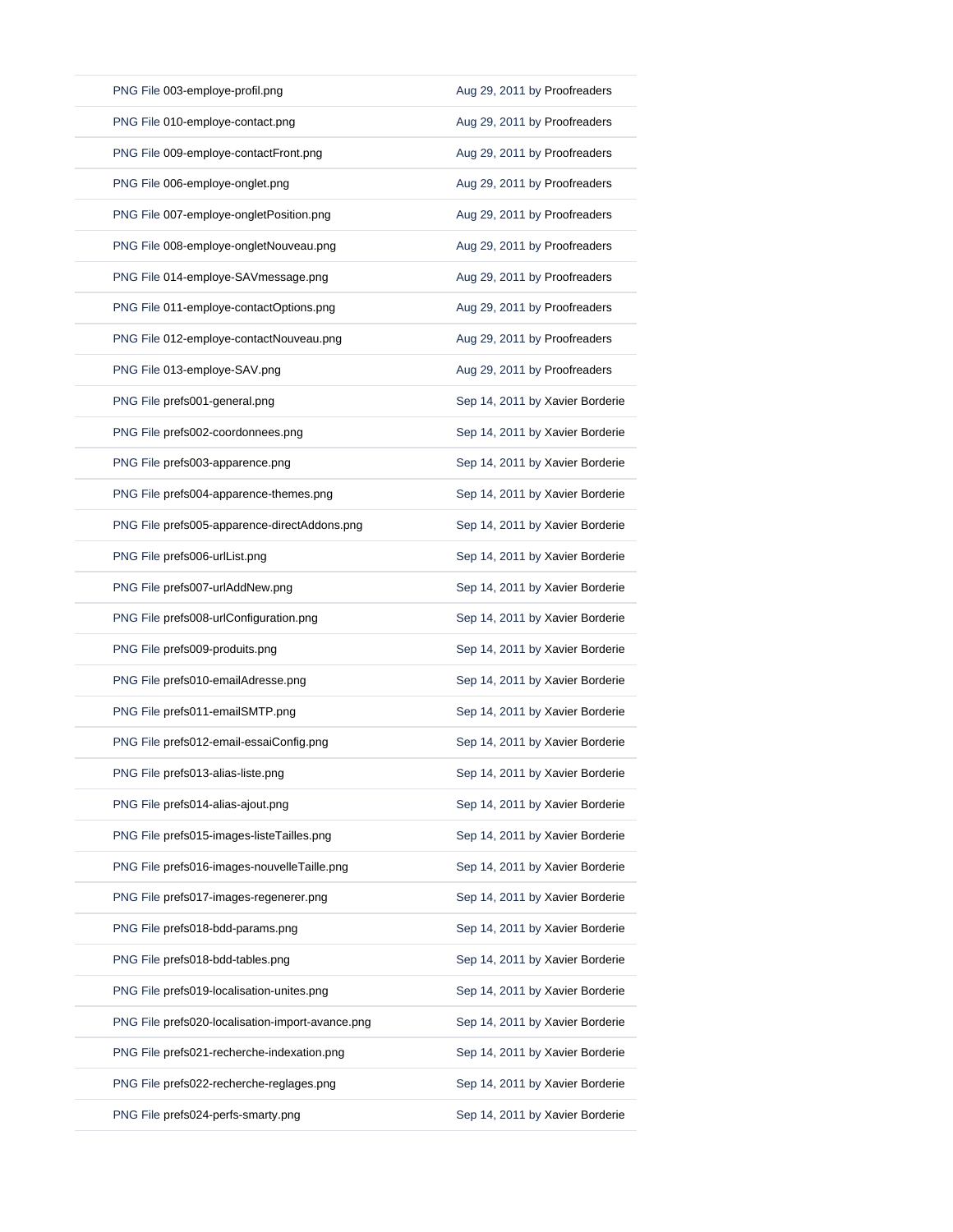| | |
|---|---|
| PNG File 003-employe-profil.png | Aug 29, 2011 by Proofreaders |
| PNG File 010-employe-contact.png | Aug 29, 2011 by Proofreaders |
| PNG File 009-employe-contactFront.png | Aug 29, 2011 by Proofreaders |
| PNG File 006-employe-onglet.png | Aug 29, 2011 by Proofreaders |
| PNG File 007-employe-ongletPosition.png | Aug 29, 2011 by Proofreaders |
| PNG File 008-employe-ongletNouveau.png | Aug 29, 2011 by Proofreaders |
| PNG File 014-employe-SAVmessage.png | Aug 29, 2011 by Proofreaders |
| PNG File 011-employe-contactOptions.png | Aug 29, 2011 by Proofreaders |
| PNG File 012-employe-contactNouveau.png | Aug 29, 2011 by Proofreaders |
| PNG File 013-employe-SAV.png | Aug 29, 2011 by Proofreaders |
| PNG File prefs001-general.png | Sep 14, 2011 by Xavier Borderie |
| PNG File prefs002-coordonnees.png | Sep 14, 2011 by Xavier Borderie |
| PNG File prefs003-apparence.png | Sep 14, 2011 by Xavier Borderie |
| PNG File prefs004-apparence-themes.png | Sep 14, 2011 by Xavier Borderie |
| PNG File prefs005-apparence-directAddons.png | Sep 14, 2011 by Xavier Borderie |
| PNG File prefs006-urlList.png | Sep 14, 2011 by Xavier Borderie |
| PNG File prefs007-urlAddNew.png | Sep 14, 2011 by Xavier Borderie |
| PNG File prefs008-urlConfiguration.png | Sep 14, 2011 by Xavier Borderie |
| PNG File prefs009-produits.png | Sep 14, 2011 by Xavier Borderie |
| PNG File prefs010-emailAdresse.png | Sep 14, 2011 by Xavier Borderie |
| PNG File prefs011-emailSMTP.png | Sep 14, 2011 by Xavier Borderie |
| PNG File prefs012-email-essaiConfig.png | Sep 14, 2011 by Xavier Borderie |
| PNG File prefs013-alias-liste.png | Sep 14, 2011 by Xavier Borderie |
| PNG File prefs014-alias-ajout.png | Sep 14, 2011 by Xavier Borderie |
| PNG File prefs015-images-listeTailles.png | Sep 14, 2011 by Xavier Borderie |
| PNG File prefs016-images-nouvelleTaille.png | Sep 14, 2011 by Xavier Borderie |
| PNG File prefs017-images-regenerer.png | Sep 14, 2011 by Xavier Borderie |
| PNG File prefs018-bdd-params.png | Sep 14, 2011 by Xavier Borderie |
| PNG File prefs018-bdd-tables.png | Sep 14, 2011 by Xavier Borderie |
| PNG File prefs019-localisation-unites.png | Sep 14, 2011 by Xavier Borderie |
| PNG File prefs020-localisation-import-avance.png | Sep 14, 2011 by Xavier Borderie |
| PNG File prefs021-recherche-indexation.png | Sep 14, 2011 by Xavier Borderie |
| PNG File prefs022-recherche-reglages.png | Sep 14, 2011 by Xavier Borderie |
| PNG File prefs024-perfs-smarty.png | Sep 14, 2011 by Xavier Borderie |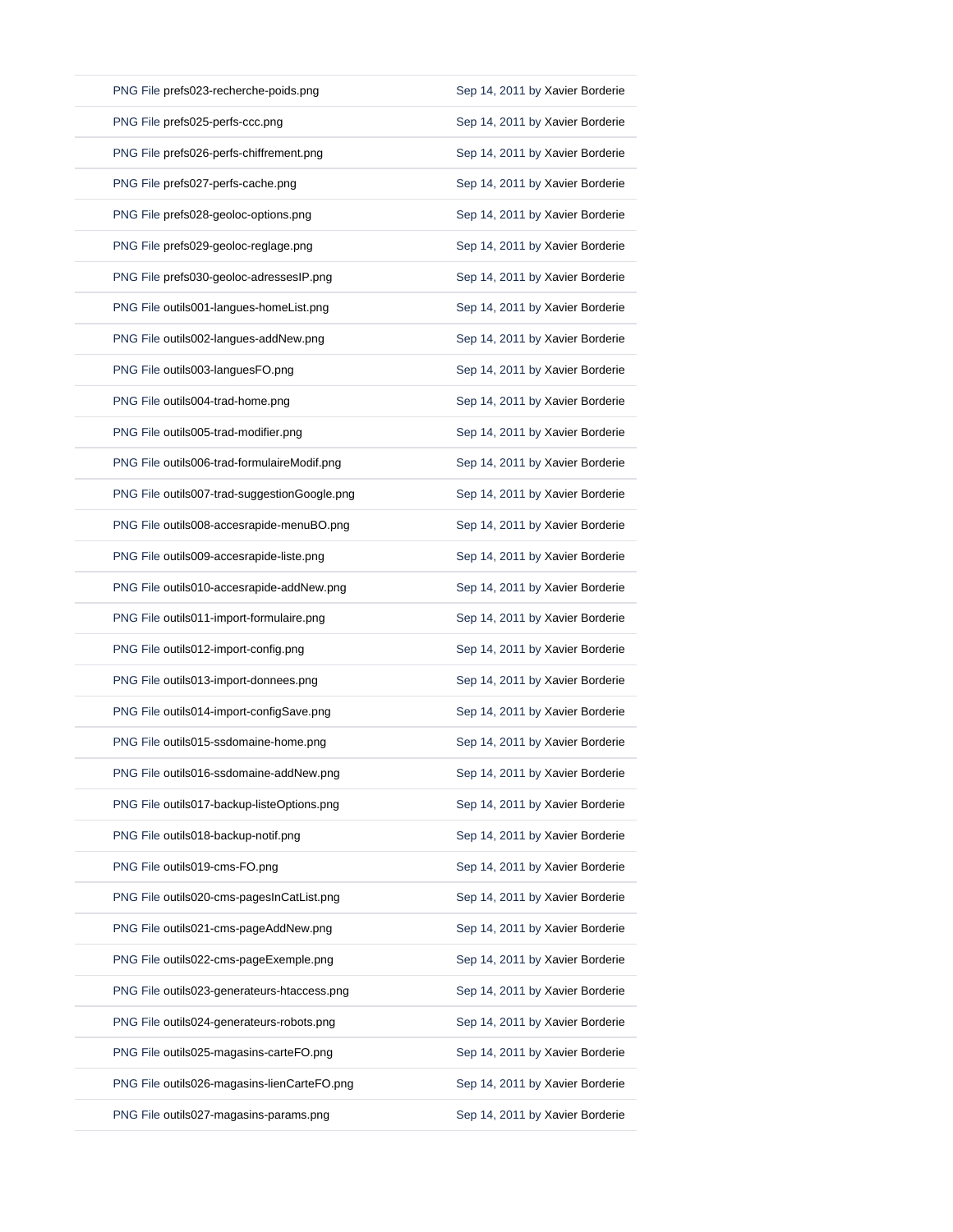| | |
|---|---|
| PNG File prefs023-recherche-poids.png | Sep 14, 2011 by Xavier Borderie |
| PNG File prefs025-perfs-ccc.png | Sep 14, 2011 by Xavier Borderie |
| PNG File prefs026-perfs-chiffrement.png | Sep 14, 2011 by Xavier Borderie |
| PNG File prefs027-perfs-cache.png | Sep 14, 2011 by Xavier Borderie |
| PNG File prefs028-geoloc-options.png | Sep 14, 2011 by Xavier Borderie |
| PNG File prefs029-geoloc-reglage.png | Sep 14, 2011 by Xavier Borderie |
| PNG File prefs030-geoloc-adressesIP.png | Sep 14, 2011 by Xavier Borderie |
| PNG File outils001-langues-homeList.png | Sep 14, 2011 by Xavier Borderie |
| PNG File outils002-langues-addNew.png | Sep 14, 2011 by Xavier Borderie |
| PNG File outils003-languesFO.png | Sep 14, 2011 by Xavier Borderie |
| PNG File outils004-trad-home.png | Sep 14, 2011 by Xavier Borderie |
| PNG File outils005-trad-modifier.png | Sep 14, 2011 by Xavier Borderie |
| PNG File outils006-trad-formulaireModif.png | Sep 14, 2011 by Xavier Borderie |
| PNG File outils007-trad-suggestionGoogle.png | Sep 14, 2011 by Xavier Borderie |
| PNG File outils008-accesrapide-menuBO.png | Sep 14, 2011 by Xavier Borderie |
| PNG File outils009-accesrapide-liste.png | Sep 14, 2011 by Xavier Borderie |
| PNG File outils010-accesrapide-addNew.png | Sep 14, 2011 by Xavier Borderie |
| PNG File outils011-import-formulaire.png | Sep 14, 2011 by Xavier Borderie |
| PNG File outils012-import-config.png | Sep 14, 2011 by Xavier Borderie |
| PNG File outils013-import-donnees.png | Sep 14, 2011 by Xavier Borderie |
| PNG File outils014-import-configSave.png | Sep 14, 2011 by Xavier Borderie |
| PNG File outils015-ssdomaine-home.png | Sep 14, 2011 by Xavier Borderie |
| PNG File outils016-ssdomaine-addNew.png | Sep 14, 2011 by Xavier Borderie |
| PNG File outils017-backup-listeOptions.png | Sep 14, 2011 by Xavier Borderie |
| PNG File outils018-backup-notif.png | Sep 14, 2011 by Xavier Borderie |
| PNG File outils019-cms-FO.png | Sep 14, 2011 by Xavier Borderie |
| PNG File outils020-cms-pagesInCatList.png | Sep 14, 2011 by Xavier Borderie |
| PNG File outils021-cms-pageAddNew.png | Sep 14, 2011 by Xavier Borderie |
| PNG File outils022-cms-pageExemple.png | Sep 14, 2011 by Xavier Borderie |
| PNG File outils023-generateurs-htaccess.png | Sep 14, 2011 by Xavier Borderie |
| PNG File outils024-generateurs-robots.png | Sep 14, 2011 by Xavier Borderie |
| PNG File outils025-magasins-carteFO.png | Sep 14, 2011 by Xavier Borderie |
| PNG File outils026-magasins-lienCarteFO.png | Sep 14, 2011 by Xavier Borderie |
| PNG File outils027-magasins-params.png | Sep 14, 2011 by Xavier Borderie |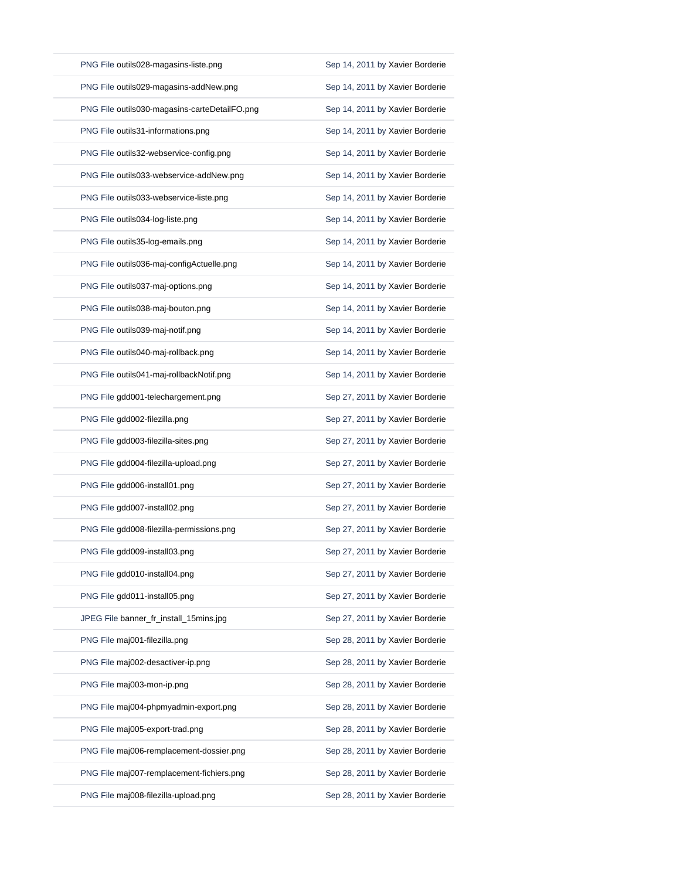| | |
|---|---|
| PNG File outils028-magasins-liste.png | Sep 14, 2011 by Xavier Borderie |
| PNG File outils029-magasins-addNew.png | Sep 14, 2011 by Xavier Borderie |
| PNG File outils030-magasins-carteDetailFO.png | Sep 14, 2011 by Xavier Borderie |
| PNG File outils31-informations.png | Sep 14, 2011 by Xavier Borderie |
| PNG File outils32-webservice-config.png | Sep 14, 2011 by Xavier Borderie |
| PNG File outils033-webservice-addNew.png | Sep 14, 2011 by Xavier Borderie |
| PNG File outils033-webservice-liste.png | Sep 14, 2011 by Xavier Borderie |
| PNG File outils034-log-liste.png | Sep 14, 2011 by Xavier Borderie |
| PNG File outils35-log-emails.png | Sep 14, 2011 by Xavier Borderie |
| PNG File outils036-maj-configActuelle.png | Sep 14, 2011 by Xavier Borderie |
| PNG File outils037-maj-options.png | Sep 14, 2011 by Xavier Borderie |
| PNG File outils038-maj-bouton.png | Sep 14, 2011 by Xavier Borderie |
| PNG File outils039-maj-notif.png | Sep 14, 2011 by Xavier Borderie |
| PNG File outils040-maj-rollback.png | Sep 14, 2011 by Xavier Borderie |
| PNG File outils041-maj-rollbackNotif.png | Sep 14, 2011 by Xavier Borderie |
| PNG File gdd001-telechargement.png | Sep 27, 2011 by Xavier Borderie |
| PNG File gdd002-filezilla.png | Sep 27, 2011 by Xavier Borderie |
| PNG File gdd003-filezilla-sites.png | Sep 27, 2011 by Xavier Borderie |
| PNG File gdd004-filezilla-upload.png | Sep 27, 2011 by Xavier Borderie |
| PNG File gdd006-install01.png | Sep 27, 2011 by Xavier Borderie |
| PNG File gdd007-install02.png | Sep 27, 2011 by Xavier Borderie |
| PNG File gdd008-filezilla-permissions.png | Sep 27, 2011 by Xavier Borderie |
| PNG File gdd009-install03.png | Sep 27, 2011 by Xavier Borderie |
| PNG File gdd010-install04.png | Sep 27, 2011 by Xavier Borderie |
| PNG File gdd011-install05.png | Sep 27, 2011 by Xavier Borderie |
| JPEG File banner_fr_install_15mins.jpg | Sep 27, 2011 by Xavier Borderie |
| PNG File maj001-filezilla.png | Sep 28, 2011 by Xavier Borderie |
| PNG File maj002-desactiver-ip.png | Sep 28, 2011 by Xavier Borderie |
| PNG File maj003-mon-ip.png | Sep 28, 2011 by Xavier Borderie |
| PNG File maj004-phpmyadmin-export.png | Sep 28, 2011 by Xavier Borderie |
| PNG File maj005-export-trad.png | Sep 28, 2011 by Xavier Borderie |
| PNG File maj006-remplacement-dossier.png | Sep 28, 2011 by Xavier Borderie |
| PNG File maj007-remplacement-fichiers.png | Sep 28, 2011 by Xavier Borderie |
| PNG File maj008-filezilla-upload.png | Sep 28, 2011 by Xavier Borderie |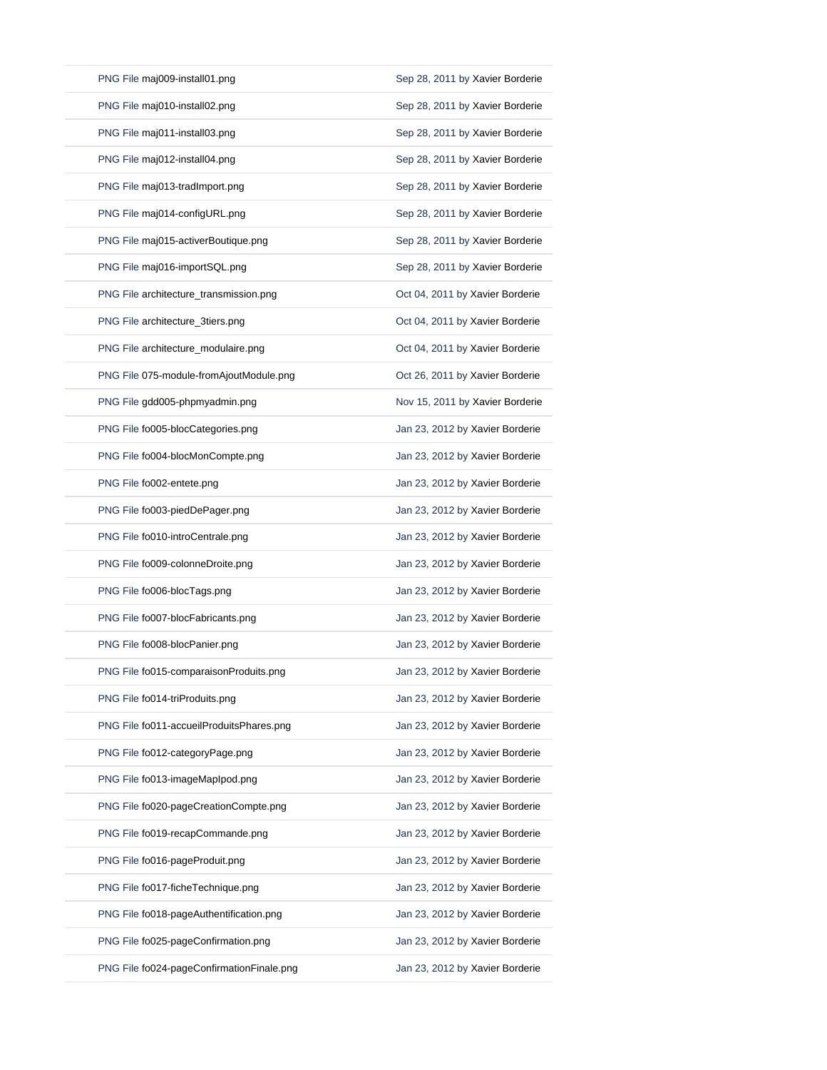| | |
|---|---|
| PNG File maj009-install01.png | Sep 28, 2011 by Xavier Borderie |
| PNG File maj010-install02.png | Sep 28, 2011 by Xavier Borderie |
| PNG File maj011-install03.png | Sep 28, 2011 by Xavier Borderie |
| PNG File maj012-install04.png | Sep 28, 2011 by Xavier Borderie |
| PNG File maj013-tradImport.png | Sep 28, 2011 by Xavier Borderie |
| PNG File maj014-configURL.png | Sep 28, 2011 by Xavier Borderie |
| PNG File maj015-activerBoutique.png | Sep 28, 2011 by Xavier Borderie |
| PNG File maj016-importSQL.png | Sep 28, 2011 by Xavier Borderie |
| PNG File architecture_transmission.png | Oct 04, 2011 by Xavier Borderie |
| PNG File architecture_3tiers.png | Oct 04, 2011 by Xavier Borderie |
| PNG File architecture_modulaire.png | Oct 04, 2011 by Xavier Borderie |
| PNG File 075-module-fromAjoutModule.png | Oct 26, 2011 by Xavier Borderie |
| PNG File gdd005-phpmyadmin.png | Nov 15, 2011 by Xavier Borderie |
| PNG File fo005-blocCategories.png | Jan 23, 2012 by Xavier Borderie |
| PNG File fo004-blocMonCompte.png | Jan 23, 2012 by Xavier Borderie |
| PNG File fo002-entete.png | Jan 23, 2012 by Xavier Borderie |
| PNG File fo003-piedDePager.png | Jan 23, 2012 by Xavier Borderie |
| PNG File fo010-introCentrale.png | Jan 23, 2012 by Xavier Borderie |
| PNG File fo009-colonneDroite.png | Jan 23, 2012 by Xavier Borderie |
| PNG File fo006-blocTags.png | Jan 23, 2012 by Xavier Borderie |
| PNG File fo007-blocFabricants.png | Jan 23, 2012 by Xavier Borderie |
| PNG File fo008-blocPanier.png | Jan 23, 2012 by Xavier Borderie |
| PNG File fo015-comparaisonProduits.png | Jan 23, 2012 by Xavier Borderie |
| PNG File fo014-triProduits.png | Jan 23, 2012 by Xavier Borderie |
| PNG File fo011-accueilProduitsPhares.png | Jan 23, 2012 by Xavier Borderie |
| PNG File fo012-categoryPage.png | Jan 23, 2012 by Xavier Borderie |
| PNG File fo013-imageMapIpod.png | Jan 23, 2012 by Xavier Borderie |
| PNG File fo020-pageCreationCompte.png | Jan 23, 2012 by Xavier Borderie |
| PNG File fo019-recapCommande.png | Jan 23, 2012 by Xavier Borderie |
| PNG File fo016-pageProduit.png | Jan 23, 2012 by Xavier Borderie |
| PNG File fo017-ficheTechnique.png | Jan 23, 2012 by Xavier Borderie |
| PNG File fo018-pageAuthentification.png | Jan 23, 2012 by Xavier Borderie |
| PNG File fo025-pageConfirmation.png | Jan 23, 2012 by Xavier Borderie |
| PNG File fo024-pageConfirmationFinale.png | Jan 23, 2012 by Xavier Borderie |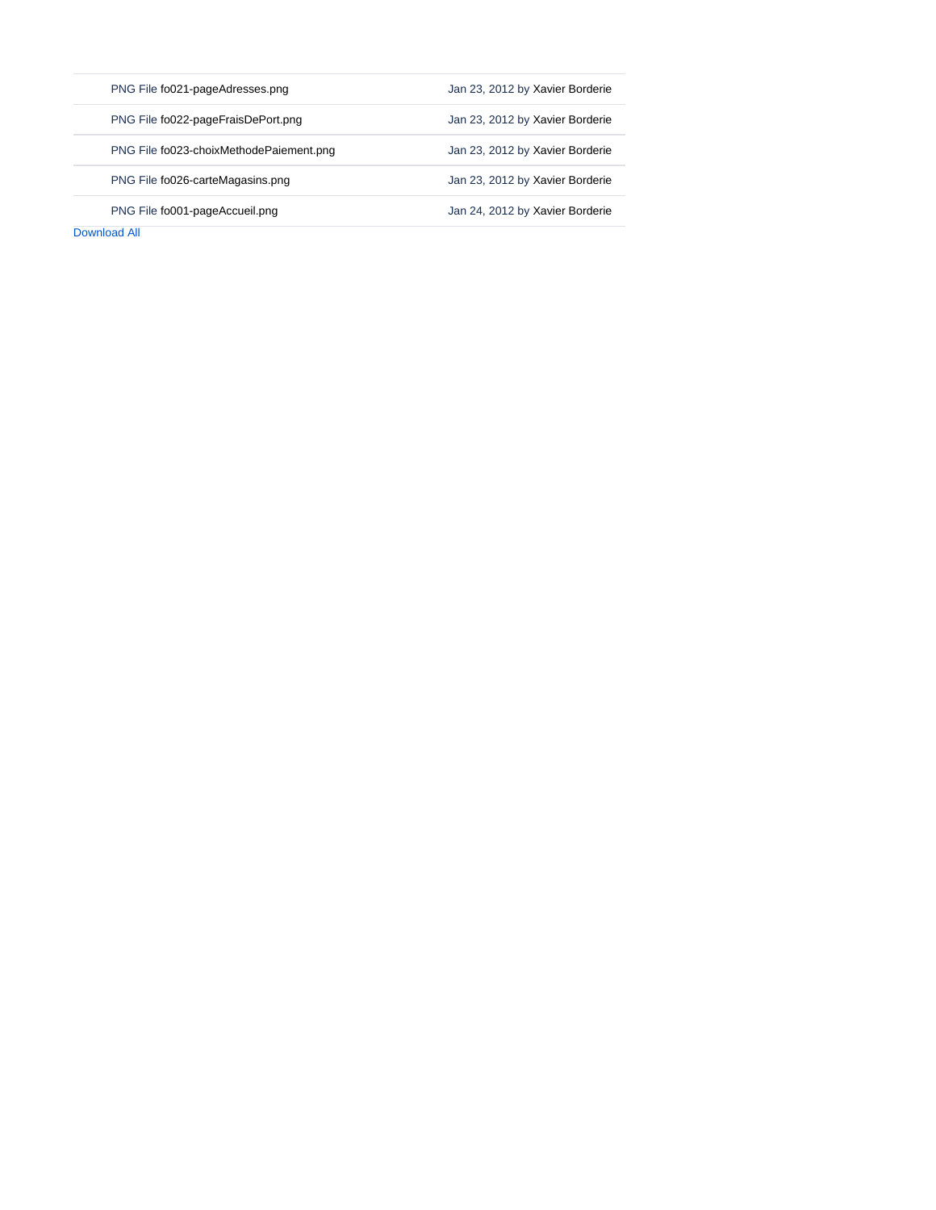| | |
|---|---|
| PNG File fo021-pageAdresses.png | Jan 23, 2012 by Xavier Borderie |
| PNG File fo022-pageFraisDePort.png | Jan 23, 2012 by Xavier Borderie |
| PNG File fo023-choixMethodePaiement.png | Jan 23, 2012 by Xavier Borderie |
| PNG File fo026-carteMagasins.png | Jan 23, 2012 by Xavier Borderie |
| PNG File fo001-pageAccueil.png | Jan 24, 2012 by Xavier Borderie |

Download All